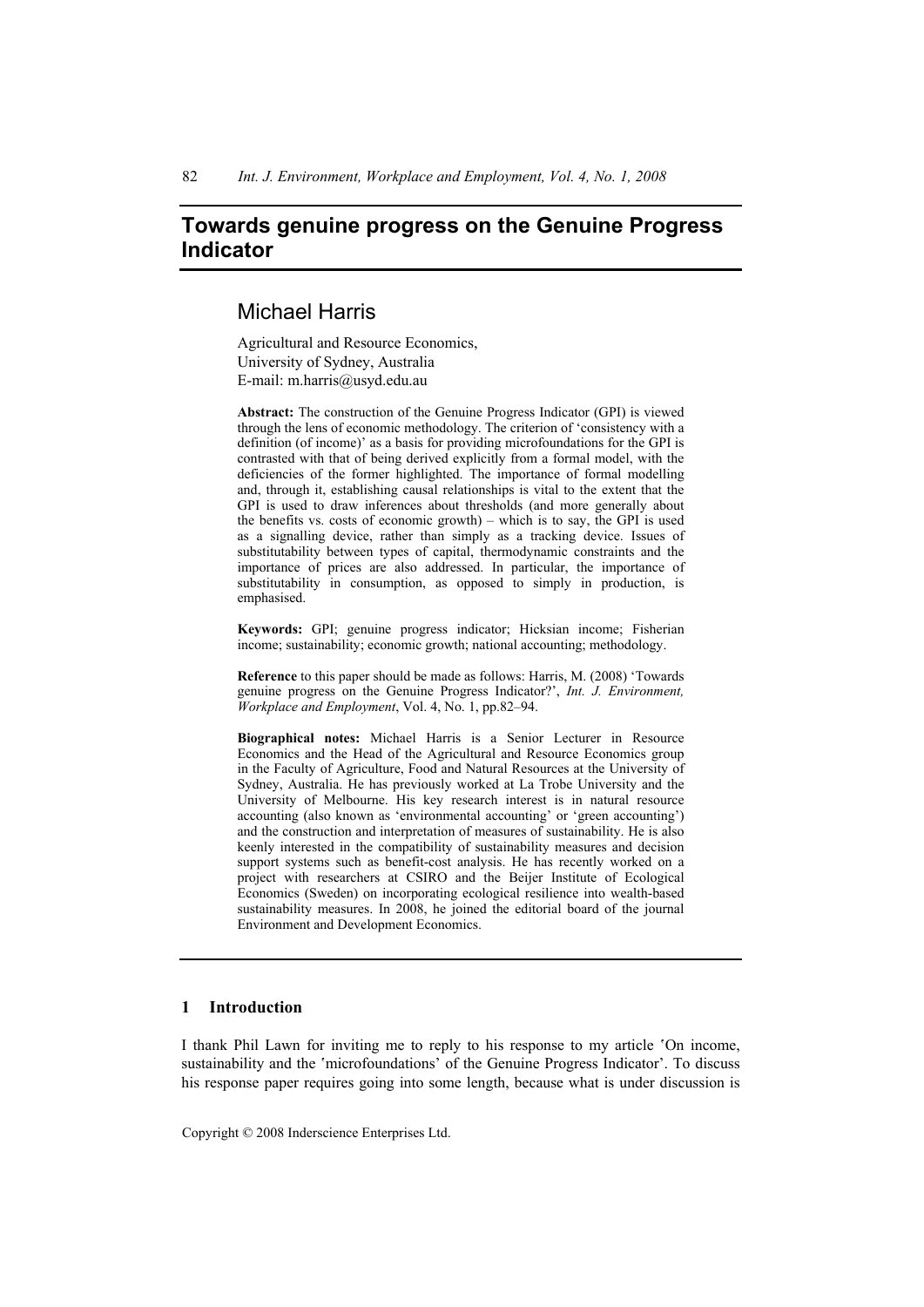# Towards genuine progress on the Genuine Progress Indicator

## Michael Harris

Agricultural and Resource Economics,
University of Sydney, Australia
E-mail: m.harris@usyd.edu.au

**Abstract:** The construction of the Genuine Progress Indicator (GPI) is viewed through the lens of economic methodology. The criterion of 'consistency with a definition (of income)' as a basis for providing microfoundations for the GPI is contrasted with that of being derived explicitly from a formal model, with the deficiencies of the former highlighted. The importance of formal modelling and, through it, establishing causal relationships is vital to the extent that the GPI is used to draw inferences about thresholds (and more generally about the benefits vs. costs of economic growth) – which is to say, the GPI is used as a signalling device, rather than simply as a tracking device. Issues of substitutability between types of capital, thermodynamic constraints and the importance of prices are also addressed. In particular, the importance of substitutability in consumption, as opposed to simply in production, is emphasised.

**Keywords:** GPI; genuine progress indicator; Hicksian income; Fisherian income; sustainability; economic growth; national accounting; methodology.

**Reference** to this paper should be made as follows: Harris, M. (2008) 'Towards genuine progress on the Genuine Progress Indicator?', *Int. J. Environment, Workplace and Employment*, Vol. 4, No. 1, pp.82–94.

**Biographical notes:** Michael Harris is a Senior Lecturer in Resource Economics and the Head of the Agricultural and Resource Economics group in the Faculty of Agriculture, Food and Natural Resources at the University of Sydney, Australia. He has previously worked at La Trobe University and the University of Melbourne. His key research interest is in natural resource accounting (also known as 'environmental accounting' or 'green accounting') and the construction and interpretation of measures of sustainability. He is also keenly interested in the compatibility of sustainability measures and decision support systems such as benefit-cost analysis. He has recently worked on a project with researchers at CSIRO and the Beijer Institute of Ecological Economics (Sweden) on incorporating ecological resilience into wealth-based sustainability measures. In 2008, he joined the editorial board of the journal Environment and Development Economics.

## 1 Introduction

I thank Phil Lawn for inviting me to reply to his response to my article 'On income, sustainability and the 'microfoundations' of the Genuine Progress Indicator'. To discuss his response paper requires going into some length, because what is under discussion is

Copyright © 2008 Inderscience Enterprises Ltd.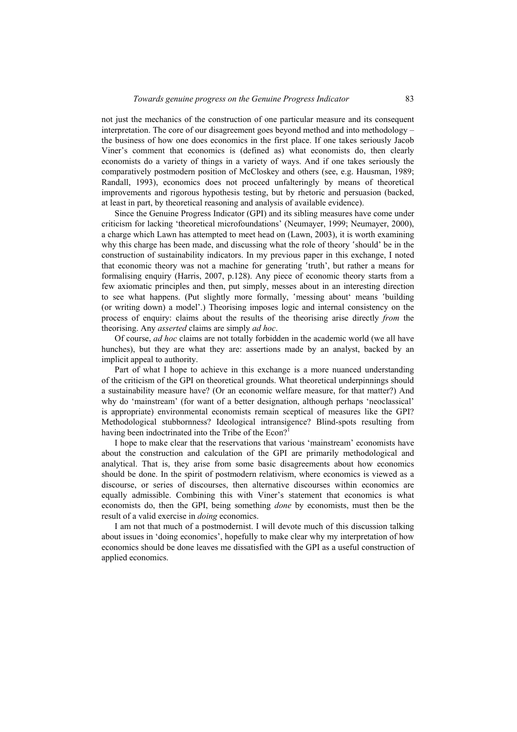not just the mechanics of the construction of one particular measure and its consequent interpretation. The core of our disagreement goes beyond method and into methodology – the business of how one does economics in the first place. If one takes seriously Jacob Viner's comment that economics is (defined as) what economists do, then clearly economists do a variety of things in a variety of ways. And if one takes seriously the comparatively postmodern position of McCloskey and others (see, e.g. Hausman, 1989; Randall, 1993), economics does not proceed unfalteringly by means of theoretical improvements and rigorous hypothesis testing, but by rhetoric and persuasion (backed, at least in part, by theoretical reasoning and analysis of available evidence).

Since the Genuine Progress Indicator (GPI) and its sibling measures have come under criticism for lacking 'theoretical microfoundations' (Neumayer, 1999; Neumayer, 2000), a charge which Lawn has attempted to meet head on (Lawn, 2003), it is worth examining why this charge has been made, and discussing what the role of theory ʹshould' be in the construction of sustainability indicators. In my previous paper in this exchange, I noted that economic theory was not a machine for generating ʹtruth', but rather a means for formalising enquiry (Harris, 2007, p.128). Any piece of economic theory starts from a few axiomatic principles and then, put simply, messes about in an interesting direction to see what happens. (Put slightly more formally, ʹmessing about' means ʹbuilding (or writing down) a model'.) Theorising imposes logic and internal consistency on the process of enquiry: claims about the results of the theorising arise directly *from* the theorising. Any *asserted* claims are simply *ad hoc*.

Of course, *ad hoc* claims are not totally forbidden in the academic world (we all have hunches), but they are what they are: assertions made by an analyst, backed by an implicit appeal to authority.

Part of what I hope to achieve in this exchange is a more nuanced understanding of the criticism of the GPI on theoretical grounds. What theoretical underpinnings should a sustainability measure have? (Or an economic welfare measure, for that matter?) And why do 'mainstream' (for want of a better designation, although perhaps 'neoclassical' is appropriate) environmental economists remain sceptical of measures like the GPI? Methodological stubbornness? Ideological intransigence? Blind-spots resulting from having been indoctrinated into the Tribe of the Econ?[1]

I hope to make clear that the reservations that various 'mainstream' economists have about the construction and calculation of the GPI are primarily methodological and analytical. That is, they arise from some basic disagreements about how economics should be done. In the spirit of postmodern relativism, where economics is viewed as a discourse, or series of discourses, then alternative discourses within economics are equally admissible. Combining this with Viner's statement that economics is what economists do, then the GPI, being something *done* by economists, must then be the result of a valid exercise in *doing* economics.

I am not that much of a postmodernist. I will devote much of this discussion talking about issues in 'doing economics', hopefully to make clear why my interpretation of how economics should be done leaves me dissatisfied with the GPI as a useful construction of applied economics.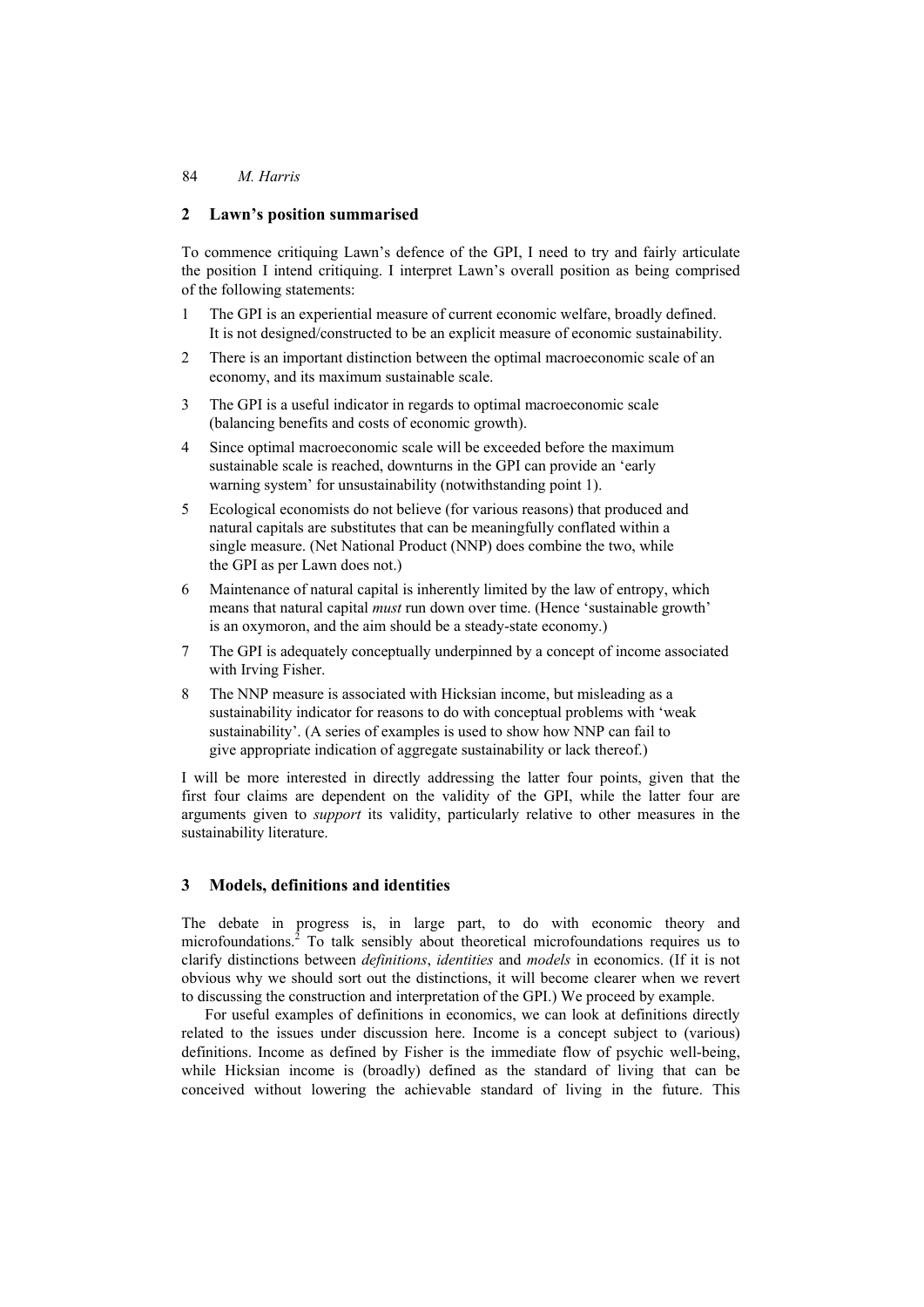## 2 Lawn's position summarised

To commence critiquing Lawn's defence of the GPI, I need to try and fairly articulate the position I intend critiquing. I interpret Lawn's overall position as being comprised of the following statements:

1. The GPI is an experiential measure of current economic welfare, broadly defined. It is not designed/constructed to be an explicit measure of economic sustainability.
2. There is an important distinction between the optimal macroeconomic scale of an economy, and its maximum sustainable scale.
3. The GPI is a useful indicator in regards to optimal macroeconomic scale (balancing benefits and costs of economic growth).
4. Since optimal macroeconomic scale will be exceeded before the maximum sustainable scale is reached, downturns in the GPI can provide an 'early warning system' for unsustainability (notwithstanding point 1).
5. Ecological economists do not believe (for various reasons) that produced and natural capitals are substitutes that can be meaningfully conflated within a single measure. (Net National Product (NNP) does combine the two, while the GPI as per Lawn does not.)
6. Maintenance of natural capital is inherently limited by the law of entropy, which means that natural capital *must* run down over time. (Hence 'sustainable growth' is an oxymoron, and the aim should be a steady-state economy.)
7. The GPI is adequately conceptually underpinned by a concept of income associated with Irving Fisher.
8. The NNP measure is associated with Hicksian income, but misleading as a sustainability indicator for reasons to do with conceptual problems with 'weak sustainability'. (A series of examples is used to show how NNP can fail to give appropriate indication of aggregate sustainability or lack thereof.)

I will be more interested in directly addressing the latter four points, given that the first four claims are dependent on the validity of the GPI, while the latter four are arguments given to *support* its validity, particularly relative to other measures in the sustainability literature.

## 3 Models, definitions and identities

The debate in progress is, in large part, to do with economic theory and microfoundations.[2] To talk sensibly about theoretical microfoundations requires us to clarify distinctions between *definitions*, *identities* and *models* in economics. (If it is not obvious why we should sort out the distinctions, it will become clearer when we revert to discussing the construction and interpretation of the GPI.) We proceed by example.

For useful examples of definitions in economics, we can look at definitions directly related to the issues under discussion here. Income is a concept subject to (various) definitions. Income as defined by Fisher is the immediate flow of psychic well-being, while Hicksian income is (broadly) defined as the standard of living that can be conceived without lowering the achievable standard of living in the future. This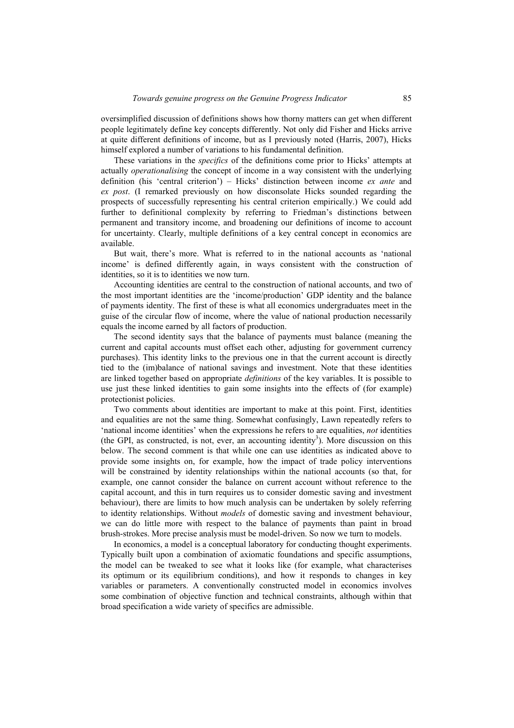oversimplified discussion of definitions shows how thorny matters can get when different people legitimately define key concepts differently. Not only did Fisher and Hicks arrive at quite different definitions of income, but as I previously noted (Harris, 2007), Hicks himself explored a number of variations to his fundamental definition.

These variations in the *specifics* of the definitions come prior to Hicks' attempts at actually *operationalising* the concept of income in a way consistent with the underlying definition (his 'central criterion') – Hicks' distinction between income *ex ante* and *ex post*. (I remarked previously on how disconsolate Hicks sounded regarding the prospects of successfully representing his central criterion empirically.) We could add further to definitional complexity by referring to Friedman's distinctions between permanent and transitory income, and broadening our definitions of income to account for uncertainty. Clearly, multiple definitions of a key central concept in economics are available.

But wait, there's more. What is referred to in the national accounts as 'national income' is defined differently again, in ways consistent with the construction of identities, so it is to identities we now turn.

Accounting identities are central to the construction of national accounts, and two of the most important identities are the 'income/production' GDP identity and the balance of payments identity. The first of these is what all economics undergraduates meet in the guise of the circular flow of income, where the value of national production necessarily equals the income earned by all factors of production.

The second identity says that the balance of payments must balance (meaning the current and capital accounts must offset each other, adjusting for government currency purchases). This identity links to the previous one in that the current account is directly tied to the (im)balance of national savings and investment. Note that these identities are linked together based on appropriate *definitions* of the key variables. It is possible to use just these linked identities to gain some insights into the effects of (for example) protectionist policies.

Two comments about identities are important to make at this point. First, identities and equalities are not the same thing. Somewhat confusingly, Lawn repeatedly refers to 'national income identities' when the expressions he refers to are equalities, *not* identities (the GPI, as constructed, is not, ever, an accounting identity[3]). More discussion on this below. The second comment is that while one can use identities as indicated above to provide some insights on, for example, how the impact of trade policy interventions will be constrained by identity relationships within the national accounts (so that, for example, one cannot consider the balance on current account without reference to the capital account, and this in turn requires us to consider domestic saving and investment behaviour), there are limits to how much analysis can be undertaken by solely referring to identity relationships. Without *models* of domestic saving and investment behaviour, we can do little more with respect to the balance of payments than paint in broad brush-strokes. More precise analysis must be model-driven. So now we turn to models.

In economics, a model is a conceptual laboratory for conducting thought experiments. Typically built upon a combination of axiomatic foundations and specific assumptions, the model can be tweaked to see what it looks like (for example, what characterises its optimum or its equilibrium conditions), and how it responds to changes in key variables or parameters. A conventionally constructed model in economics involves some combination of objective function and technical constraints, although within that broad specification a wide variety of specifics are admissible.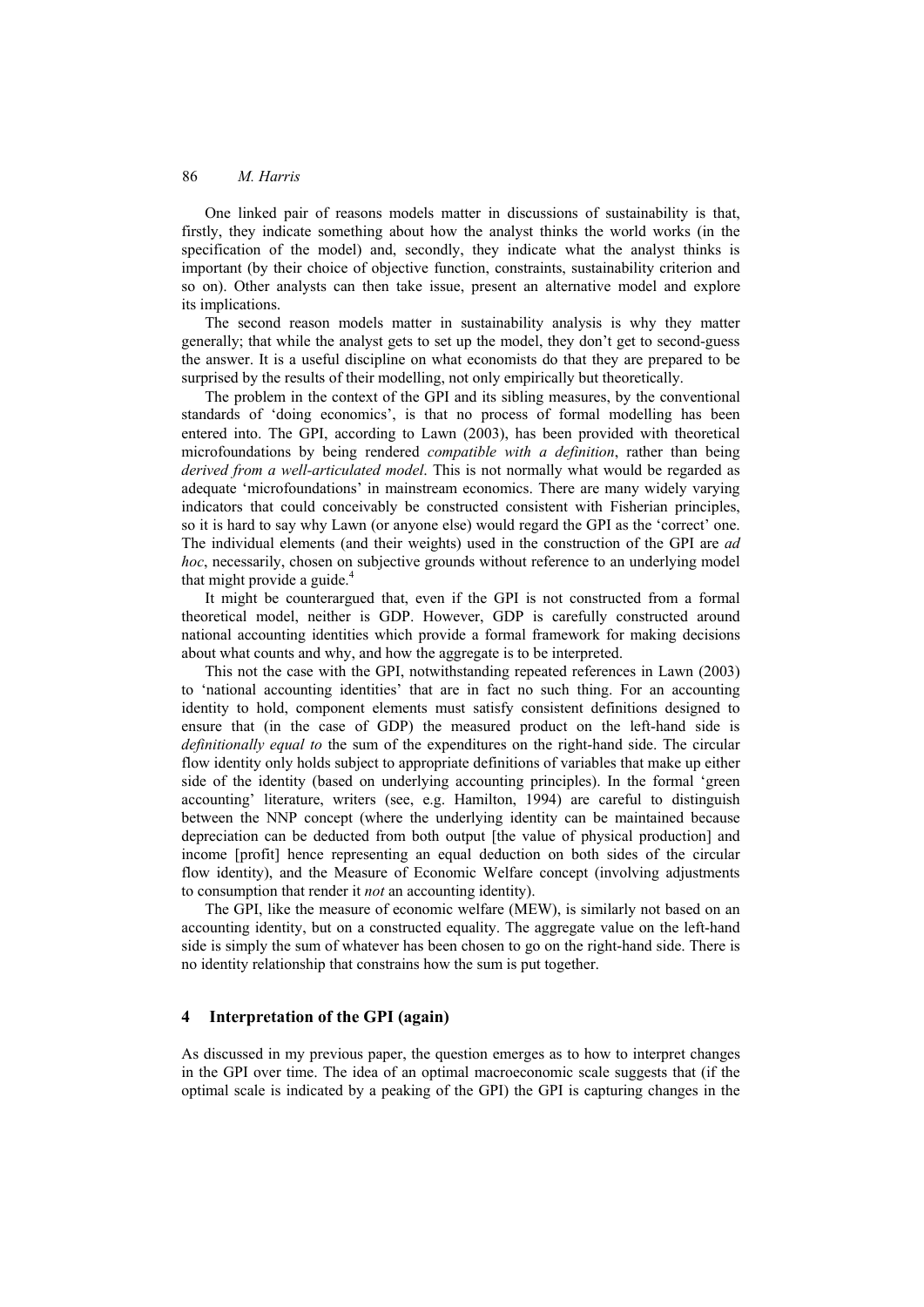One linked pair of reasons models matter in discussions of sustainability is that, firstly, they indicate something about how the analyst thinks the world works (in the specification of the model) and, secondly, they indicate what the analyst thinks is important (by their choice of objective function, constraints, sustainability criterion and so on). Other analysts can then take issue, present an alternative model and explore its implications.

The second reason models matter in sustainability analysis is why they matter generally; that while the analyst gets to set up the model, they don't get to second-guess the answer. It is a useful discipline on what economists do that they are prepared to be surprised by the results of their modelling, not only empirically but theoretically.

The problem in the context of the GPI and its sibling measures, by the conventional standards of 'doing economics', is that no process of formal modelling has been entered into. The GPI, according to Lawn (2003), has been provided with theoretical microfoundations by being rendered *compatible with a definition*, rather than being *derived from a well-articulated model*. This is not normally what would be regarded as adequate 'microfoundations' in mainstream economics. There are many widely varying indicators that could conceivably be constructed consistent with Fisherian principles, so it is hard to say why Lawn (or anyone else) would regard the GPI as the 'correct' one. The individual elements (and their weights) used in the construction of the GPI are *ad hoc*, necessarily, chosen on subjective grounds without reference to an underlying model that might provide a guide.[4]

It might be counterargued that, even if the GPI is not constructed from a formal theoretical model, neither is GDP. However, GDP is carefully constructed around national accounting identities which provide a formal framework for making decisions about what counts and why, and how the aggregate is to be interpreted.

This not the case with the GPI, notwithstanding repeated references in Lawn (2003) to 'national accounting identities' that are in fact no such thing. For an accounting identity to hold, component elements must satisfy consistent definitions designed to ensure that (in the case of GDP) the measured product on the left-hand side is *definitionally equal to* the sum of the expenditures on the right-hand side. The circular flow identity only holds subject to appropriate definitions of variables that make up either side of the identity (based on underlying accounting principles). In the formal 'green accounting' literature, writers (see, e.g. Hamilton, 1994) are careful to distinguish between the NNP concept (where the underlying identity can be maintained because depreciation can be deducted from both output [the value of physical production] and income [profit] hence representing an equal deduction on both sides of the circular flow identity), and the Measure of Economic Welfare concept (involving adjustments to consumption that render it *not* an accounting identity).

The GPI, like the measure of economic welfare (MEW), is similarly not based on an accounting identity, but on a constructed equality. The aggregate value on the left-hand side is simply the sum of whatever has been chosen to go on the right-hand side. There is no identity relationship that constrains how the sum is put together.

## 4 Interpretation of the GPI (again)

As discussed in my previous paper, the question emerges as to how to interpret changes in the GPI over time. The idea of an optimal macroeconomic scale suggests that (if the optimal scale is indicated by a peaking of the GPI) the GPI is capturing changes in the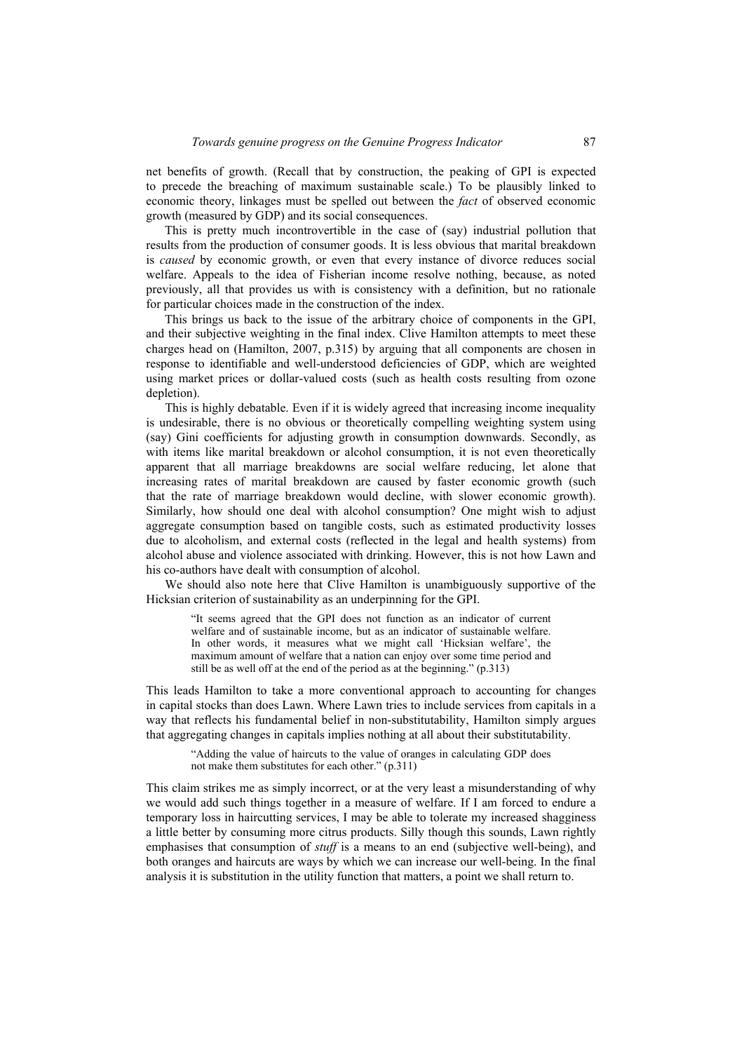net benefits of growth. (Recall that by construction, the peaking of GPI is expected to precede the breaching of maximum sustainable scale.) To be plausibly linked to economic theory, linkages must be spelled out between the *fact* of observed economic growth (measured by GDP) and its social consequences.

This is pretty much incontrovertible in the case of (say) industrial pollution that results from the production of consumer goods. It is less obvious that marital breakdown is *caused* by economic growth, or even that every instance of divorce reduces social welfare. Appeals to the idea of Fisherian income resolve nothing, because, as noted previously, all that provides us with is consistency with a definition, but no rationale for particular choices made in the construction of the index.

This brings us back to the issue of the arbitrary choice of components in the GPI, and their subjective weighting in the final index. Clive Hamilton attempts to meet these charges head on (Hamilton, 2007, p.315) by arguing that all components are chosen in response to identifiable and well-understood deficiencies of GDP, which are weighted using market prices or dollar-valued costs (such as health costs resulting from ozone depletion).

This is highly debatable. Even if it is widely agreed that increasing income inequality is undesirable, there is no obvious or theoretically compelling weighting system using (say) Gini coefficients for adjusting growth in consumption downwards. Secondly, as with items like marital breakdown or alcohol consumption, it is not even theoretically apparent that all marriage breakdowns are social welfare reducing, let alone that increasing rates of marital breakdown are caused by faster economic growth (such that the rate of marriage breakdown would decline, with slower economic growth). Similarly, how should one deal with alcohol consumption? One might wish to adjust aggregate consumption based on tangible costs, such as estimated productivity losses due to alcoholism, and external costs (reflected in the legal and health systems) from alcohol abuse and violence associated with drinking. However, this is not how Lawn and his co-authors have dealt with consumption of alcohol.

We should also note here that Clive Hamilton is unambiguously supportive of the Hicksian criterion of sustainability as an underpinning for the GPI.

> "It seems agreed that the GPI does not function as an indicator of current welfare and of sustainable income, but as an indicator of sustainable welfare. In other words, it measures what we might call 'Hicksian welfare', the maximum amount of welfare that a nation can enjoy over some time period and still be as well off at the end of the period as at the beginning." (p.313)

This leads Hamilton to take a more conventional approach to accounting for changes in capital stocks than does Lawn. Where Lawn tries to include services from capitals in a way that reflects his fundamental belief in non-substitutability, Hamilton simply argues that aggregating changes in capitals implies nothing at all about their substitutability.

> "Adding the value of haircuts to the value of oranges in calculating GDP does not make them substitutes for each other." (p.311)

This claim strikes me as simply incorrect, or at the very least a misunderstanding of why we would add such things together in a measure of welfare. If I am forced to endure a temporary loss in haircutting services, I may be able to tolerate my increased shagginess a little better by consuming more citrus products. Silly though this sounds, Lawn rightly emphasises that consumption of *stuff* is a means to an end (subjective well-being), and both oranges and haircuts are ways by which we can increase our well-being. In the final analysis it is substitution in the utility function that matters, a point we shall return to.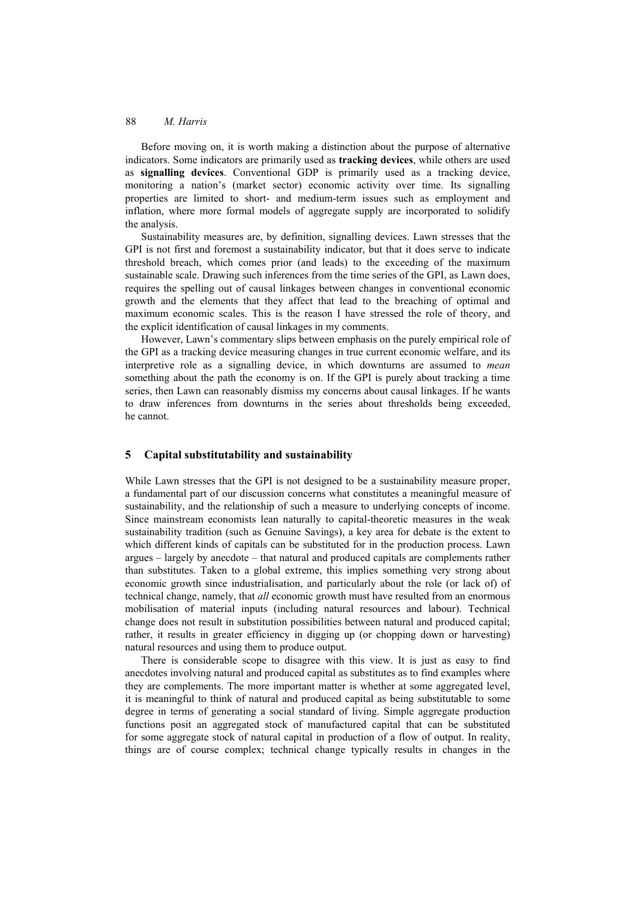Before moving on, it is worth making a distinction about the purpose of alternative indicators. Some indicators are primarily used as **tracking devices**, while others are used as **signalling devices**. Conventional GDP is primarily used as a tracking device, monitoring a nation's (market sector) economic activity over time. Its signalling properties are limited to short- and medium-term issues such as employment and inflation, where more formal models of aggregate supply are incorporated to solidify the analysis.

Sustainability measures are, by definition, signalling devices. Lawn stresses that the GPI is not first and foremost a sustainability indicator, but that it does serve to indicate threshold breach, which comes prior (and leads) to the exceeding of the maximum sustainable scale. Drawing such inferences from the time series of the GPI, as Lawn does, requires the spelling out of causal linkages between changes in conventional economic growth and the elements that they affect that lead to the breaching of optimal and maximum economic scales. This is the reason I have stressed the role of theory, and the explicit identification of causal linkages in my comments.

However, Lawn's commentary slips between emphasis on the purely empirical role of the GPI as a tracking device measuring changes in true current economic welfare, and its interpretive role as a signalling device, in which downturns are assumed to *mean* something about the path the economy is on. If the GPI is purely about tracking a time series, then Lawn can reasonably dismiss my concerns about causal linkages. If he wants to draw inferences from downturns in the series about thresholds being exceeded, he cannot.

## 5 Capital substitutability and sustainability

While Lawn stresses that the GPI is not designed to be a sustainability measure proper, a fundamental part of our discussion concerns what constitutes a meaningful measure of sustainability, and the relationship of such a measure to underlying concepts of income. Since mainstream economists lean naturally to capital-theoretic measures in the weak sustainability tradition (such as Genuine Savings), a key area for debate is the extent to which different kinds of capitals can be substituted for in the production process. Lawn argues – largely by anecdote – that natural and produced capitals are complements rather than substitutes. Taken to a global extreme, this implies something very strong about economic growth since industrialisation, and particularly about the role (or lack of) of technical change, namely, that *all* economic growth must have resulted from an enormous mobilisation of material inputs (including natural resources and labour). Technical change does not result in substitution possibilities between natural and produced capital; rather, it results in greater efficiency in digging up (or chopping down or harvesting) natural resources and using them to produce output.

There is considerable scope to disagree with this view. It is just as easy to find anecdotes involving natural and produced capital as substitutes as to find examples where they are complements. The more important matter is whether at some aggregated level, it is meaningful to think of natural and produced capital as being substitutable to some degree in terms of generating a social standard of living. Simple aggregate production functions posit an aggregated stock of manufactured capital that can be substituted for some aggregate stock of natural capital in production of a flow of output. In reality, things are of course complex; technical change typically results in changes in the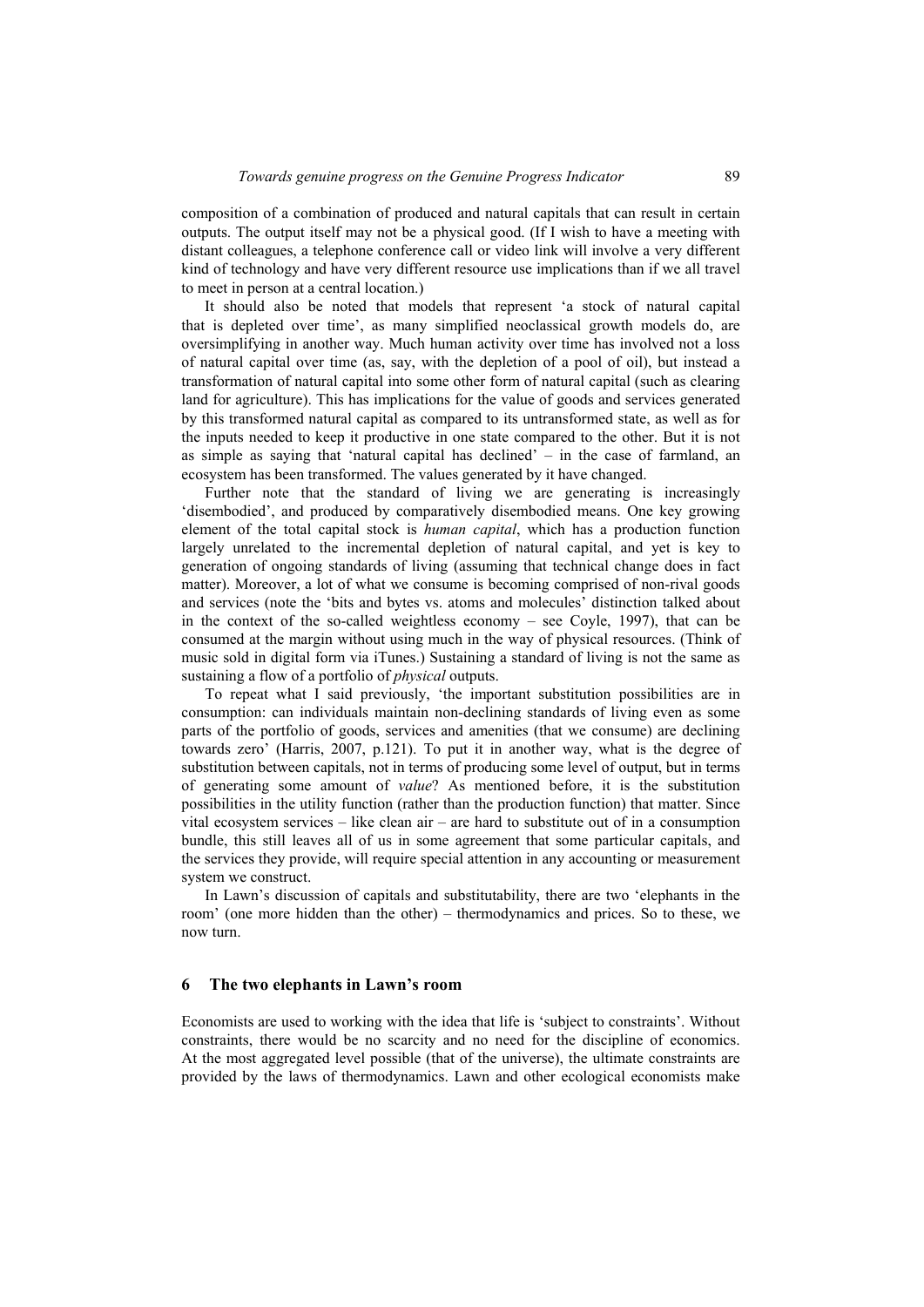composition of a combination of produced and natural capitals that can result in certain outputs. The output itself may not be a physical good. (If I wish to have a meeting with distant colleagues, a telephone conference call or video link will involve a very different kind of technology and have very different resource use implications than if we all travel to meet in person at a central location.)

It should also be noted that models that represent 'a stock of natural capital that is depleted over time', as many simplified neoclassical growth models do, are oversimplifying in another way. Much human activity over time has involved not a loss of natural capital over time (as, say, with the depletion of a pool of oil), but instead a transformation of natural capital into some other form of natural capital (such as clearing land for agriculture). This has implications for the value of goods and services generated by this transformed natural capital as compared to its untransformed state, as well as for the inputs needed to keep it productive in one state compared to the other. But it is not as simple as saying that 'natural capital has declined' – in the case of farmland, an ecosystem has been transformed. The values generated by it have changed.

Further note that the standard of living we are generating is increasingly 'disembodied', and produced by comparatively disembodied means. One key growing element of the total capital stock is *human capital*, which has a production function largely unrelated to the incremental depletion of natural capital, and yet is key to generation of ongoing standards of living (assuming that technical change does in fact matter). Moreover, a lot of what we consume is becoming comprised of non-rival goods and services (note the 'bits and bytes vs. atoms and molecules' distinction talked about in the context of the so-called weightless economy – see Coyle, 1997), that can be consumed at the margin without using much in the way of physical resources. (Think of music sold in digital form via iTunes.) Sustaining a standard of living is not the same as sustaining a flow of a portfolio of *physical* outputs.

To repeat what I said previously, 'the important substitution possibilities are in consumption: can individuals maintain non-declining standards of living even as some parts of the portfolio of goods, services and amenities (that we consume) are declining towards zero' (Harris, 2007, p.121). To put it in another way, what is the degree of substitution between capitals, not in terms of producing some level of output, but in terms of generating some amount of *value*? As mentioned before, it is the substitution possibilities in the utility function (rather than the production function) that matter. Since vital ecosystem services – like clean air – are hard to substitute out of in a consumption bundle, this still leaves all of us in some agreement that some particular capitals, and the services they provide, will require special attention in any accounting or measurement system we construct.

In Lawn's discussion of capitals and substitutability, there are two 'elephants in the room' (one more hidden than the other) – thermodynamics and prices. So to these, we now turn.

## 6 The two elephants in Lawn's room

Economists are used to working with the idea that life is 'subject to constraints'. Without constraints, there would be no scarcity and no need for the discipline of economics. At the most aggregated level possible (that of the universe), the ultimate constraints are provided by the laws of thermodynamics. Lawn and other ecological economists make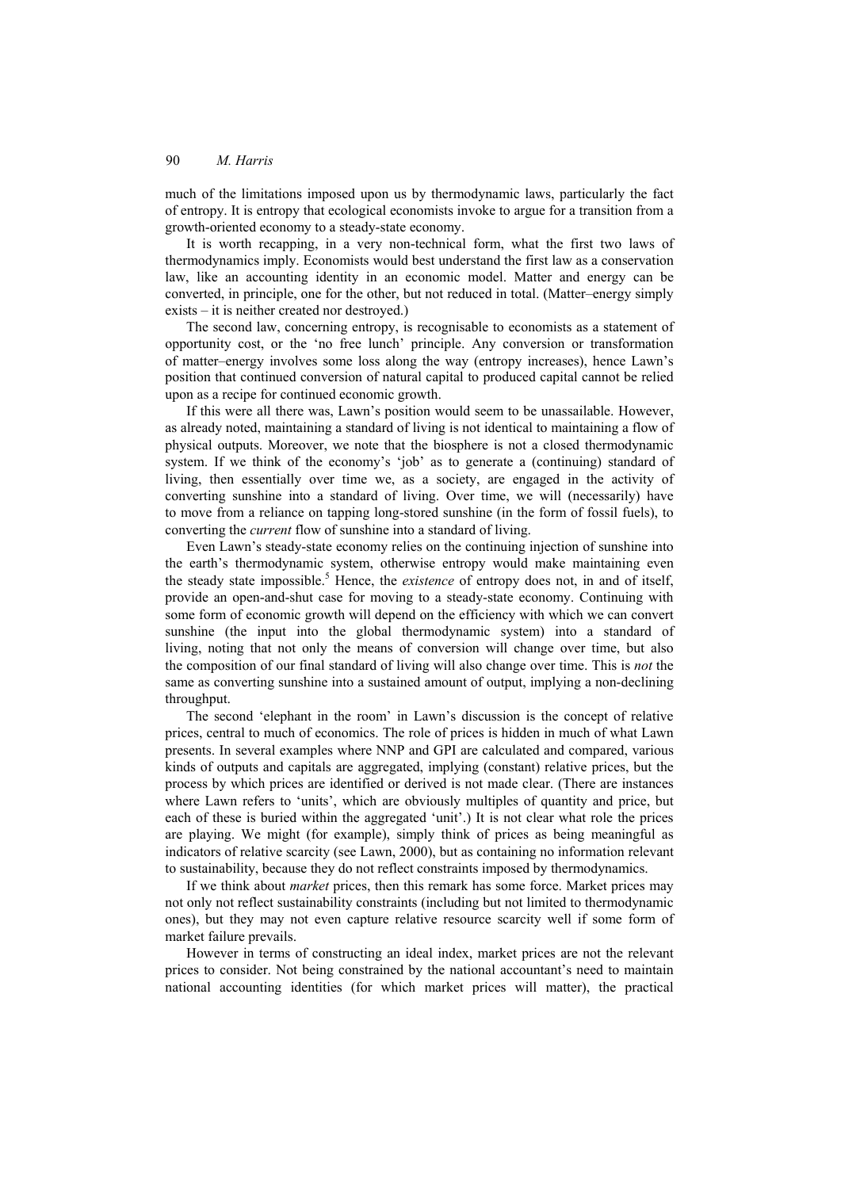much of the limitations imposed upon us by thermodynamic laws, particularly the fact of entropy. It is entropy that ecological economists invoke to argue for a transition from a growth-oriented economy to a steady-state economy.

It is worth recapping, in a very non-technical form, what the first two laws of thermodynamics imply. Economists would best understand the first law as a conservation law, like an accounting identity in an economic model. Matter and energy can be converted, in principle, one for the other, but not reduced in total. (Matter–energy simply exists – it is neither created nor destroyed.)

The second law, concerning entropy, is recognisable to economists as a statement of opportunity cost, or the 'no free lunch' principle. Any conversion or transformation of matter–energy involves some loss along the way (entropy increases), hence Lawn's position that continued conversion of natural capital to produced capital cannot be relied upon as a recipe for continued economic growth.

If this were all there was, Lawn's position would seem to be unassailable. However, as already noted, maintaining a standard of living is not identical to maintaining a flow of physical outputs. Moreover, we note that the biosphere is not a closed thermodynamic system. If we think of the economy's 'job' as to generate a (continuing) standard of living, then essentially over time we, as a society, are engaged in the activity of converting sunshine into a standard of living. Over time, we will (necessarily) have to move from a reliance on tapping long-stored sunshine (in the form of fossil fuels), to converting the *current* flow of sunshine into a standard of living.

Even Lawn's steady-state economy relies on the continuing injection of sunshine into the earth's thermodynamic system, otherwise entropy would make maintaining even the steady state impossible.[5] Hence, the *existence* of entropy does not, in and of itself, provide an open-and-shut case for moving to a steady-state economy. Continuing with some form of economic growth will depend on the efficiency with which we can convert sunshine (the input into the global thermodynamic system) into a standard of living, noting that not only the means of conversion will change over time, but also the composition of our final standard of living will also change over time. This is *not* the same as converting sunshine into a sustained amount of output, implying a non-declining throughput.

The second 'elephant in the room' in Lawn's discussion is the concept of relative prices, central to much of economics. The role of prices is hidden in much of what Lawn presents. In several examples where NNP and GPI are calculated and compared, various kinds of outputs and capitals are aggregated, implying (constant) relative prices, but the process by which prices are identified or derived is not made clear. (There are instances where Lawn refers to 'units', which are obviously multiples of quantity and price, but each of these is buried within the aggregated 'unit'.) It is not clear what role the prices are playing. We might (for example), simply think of prices as being meaningful as indicators of relative scarcity (see Lawn, 2000), but as containing no information relevant to sustainability, because they do not reflect constraints imposed by thermodynamics.

If we think about *market* prices, then this remark has some force. Market prices may not only not reflect sustainability constraints (including but not limited to thermodynamic ones), but they may not even capture relative resource scarcity well if some form of market failure prevails.

However in terms of constructing an ideal index, market prices are not the relevant prices to consider. Not being constrained by the national accountant's need to maintain national accounting identities (for which market prices will matter), the practical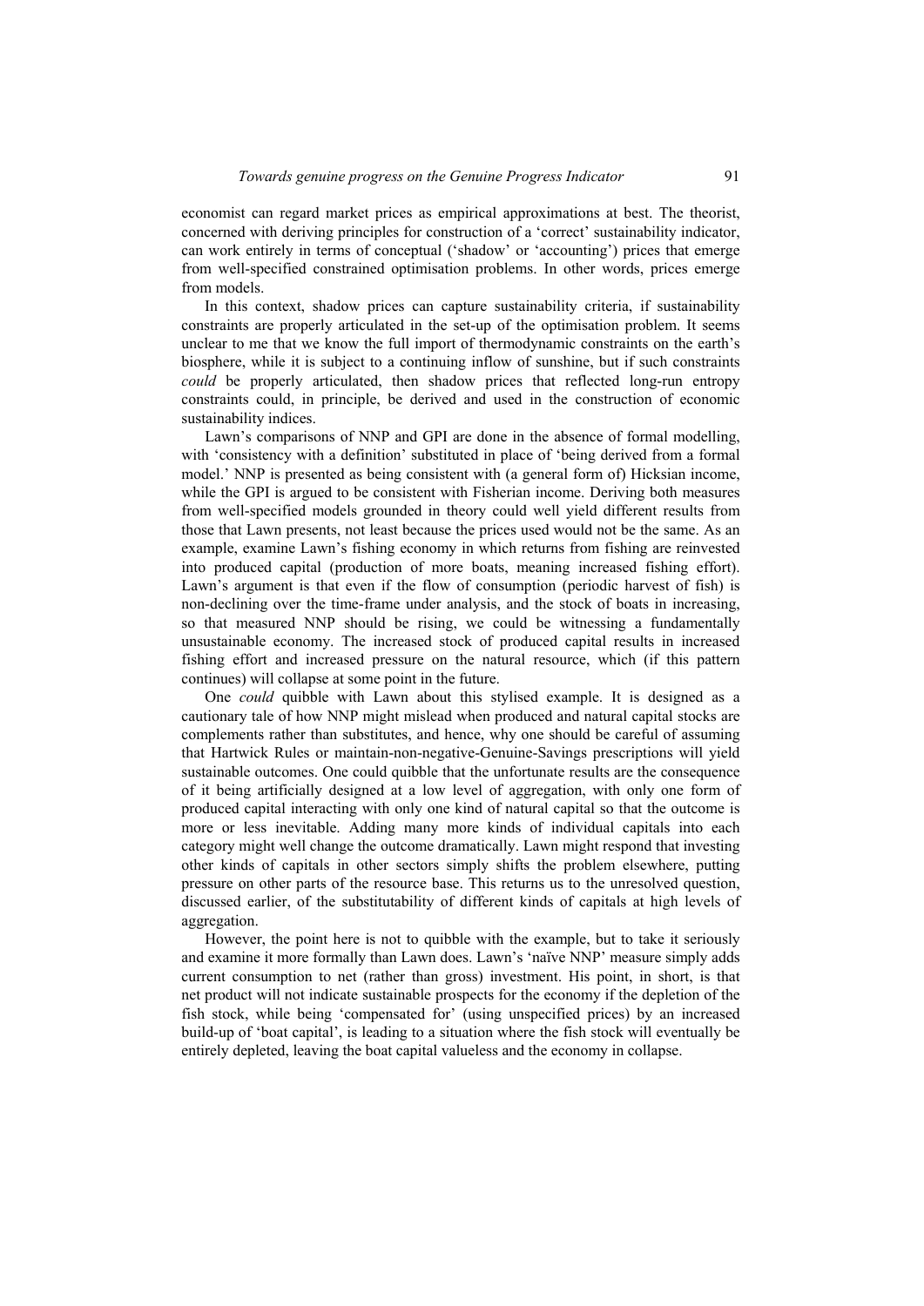economist can regard market prices as empirical approximations at best. The theorist, concerned with deriving principles for construction of a 'correct' sustainability indicator, can work entirely in terms of conceptual ('shadow' or 'accounting') prices that emerge from well-specified constrained optimisation problems. In other words, prices emerge from models.

In this context, shadow prices can capture sustainability criteria, if sustainability constraints are properly articulated in the set-up of the optimisation problem. It seems unclear to me that we know the full import of thermodynamic constraints on the earth's biosphere, while it is subject to a continuing inflow of sunshine, but if such constraints *could* be properly articulated, then shadow prices that reflected long-run entropy constraints could, in principle, be derived and used in the construction of economic sustainability indices.

Lawn's comparisons of NNP and GPI are done in the absence of formal modelling, with 'consistency with a definition' substituted in place of 'being derived from a formal model.' NNP is presented as being consistent with (a general form of) Hicksian income, while the GPI is argued to be consistent with Fisherian income. Deriving both measures from well-specified models grounded in theory could well yield different results from those that Lawn presents, not least because the prices used would not be the same. As an example, examine Lawn's fishing economy in which returns from fishing are reinvested into produced capital (production of more boats, meaning increased fishing effort). Lawn's argument is that even if the flow of consumption (periodic harvest of fish) is non-declining over the time-frame under analysis, and the stock of boats in increasing, so that measured NNP should be rising, we could be witnessing a fundamentally unsustainable economy. The increased stock of produced capital results in increased fishing effort and increased pressure on the natural resource, which (if this pattern continues) will collapse at some point in the future.

One *could* quibble with Lawn about this stylised example. It is designed as a cautionary tale of how NNP might mislead when produced and natural capital stocks are complements rather than substitutes, and hence, why one should be careful of assuming that Hartwick Rules or maintain-non-negative-Genuine-Savings prescriptions will yield sustainable outcomes. One could quibble that the unfortunate results are the consequence of it being artificially designed at a low level of aggregation, with only one form of produced capital interacting with only one kind of natural capital so that the outcome is more or less inevitable. Adding many more kinds of individual capitals into each category might well change the outcome dramatically. Lawn might respond that investing other kinds of capitals in other sectors simply shifts the problem elsewhere, putting pressure on other parts of the resource base. This returns us to the unresolved question, discussed earlier, of the substitutability of different kinds of capitals at high levels of aggregation.

However, the point here is not to quibble with the example, but to take it seriously and examine it more formally than Lawn does. Lawn's 'naïve NNP' measure simply adds current consumption to net (rather than gross) investment. His point, in short, is that net product will not indicate sustainable prospects for the economy if the depletion of the fish stock, while being 'compensated for' (using unspecified prices) by an increased build-up of 'boat capital', is leading to a situation where the fish stock will eventually be entirely depleted, leaving the boat capital valueless and the economy in collapse.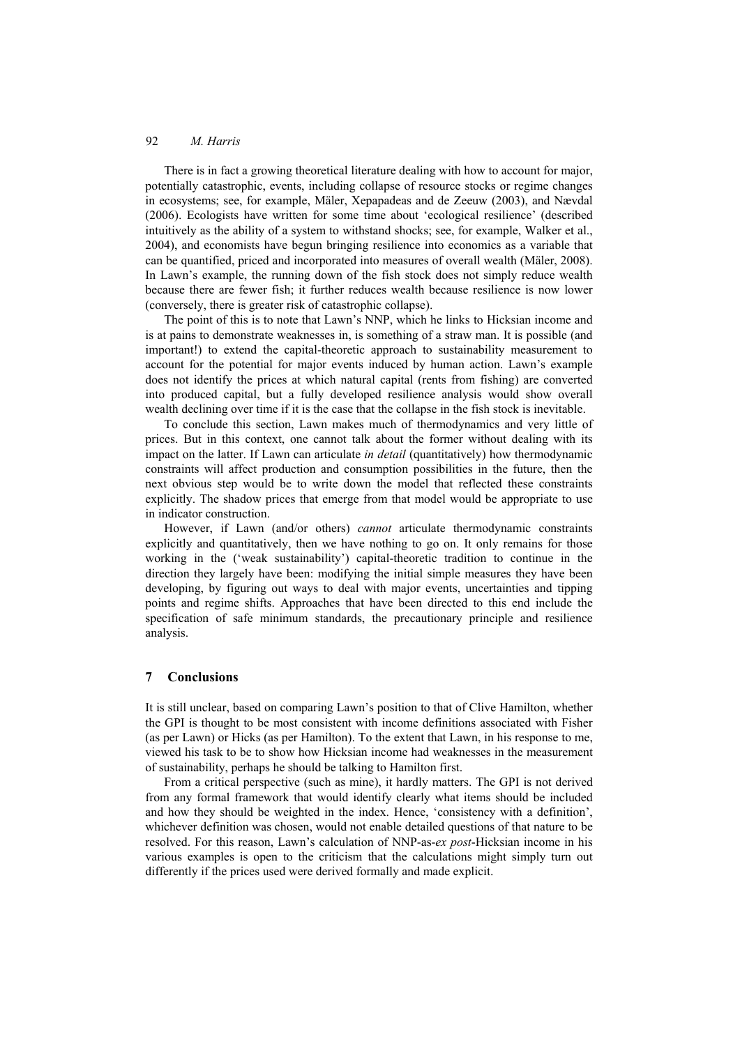There is in fact a growing theoretical literature dealing with how to account for major, potentially catastrophic, events, including collapse of resource stocks or regime changes in ecosystems; see, for example, Mäler, Xepapadeas and de Zeeuw (2003), and Nævdal (2006). Ecologists have written for some time about 'ecological resilience' (described intuitively as the ability of a system to withstand shocks; see, for example, Walker et al., 2004), and economists have begun bringing resilience into economics as a variable that can be quantified, priced and incorporated into measures of overall wealth (Mäler, 2008). In Lawn's example, the running down of the fish stock does not simply reduce wealth because there are fewer fish; it further reduces wealth because resilience is now lower (conversely, there is greater risk of catastrophic collapse).

The point of this is to note that Lawn's NNP, which he links to Hicksian income and is at pains to demonstrate weaknesses in, is something of a straw man. It is possible (and important!) to extend the capital-theoretic approach to sustainability measurement to account for the potential for major events induced by human action. Lawn's example does not identify the prices at which natural capital (rents from fishing) are converted into produced capital, but a fully developed resilience analysis would show overall wealth declining over time if it is the case that the collapse in the fish stock is inevitable.

To conclude this section, Lawn makes much of thermodynamics and very little of prices. But in this context, one cannot talk about the former without dealing with its impact on the latter. If Lawn can articulate *in detail* (quantitatively) how thermodynamic constraints will affect production and consumption possibilities in the future, then the next obvious step would be to write down the model that reflected these constraints explicitly. The shadow prices that emerge from that model would be appropriate to use in indicator construction.

However, if Lawn (and/or others) *cannot* articulate thermodynamic constraints explicitly and quantitatively, then we have nothing to go on. It only remains for those working in the ('weak sustainability') capital-theoretic tradition to continue in the direction they largely have been: modifying the initial simple measures they have been developing, by figuring out ways to deal with major events, uncertainties and tipping points and regime shifts. Approaches that have been directed to this end include the specification of safe minimum standards, the precautionary principle and resilience analysis.

## 7 Conclusions

It is still unclear, based on comparing Lawn's position to that of Clive Hamilton, whether the GPI is thought to be most consistent with income definitions associated with Fisher (as per Lawn) or Hicks (as per Hamilton). To the extent that Lawn, in his response to me, viewed his task to be to show how Hicksian income had weaknesses in the measurement of sustainability, perhaps he should be talking to Hamilton first.

From a critical perspective (such as mine), it hardly matters. The GPI is not derived from any formal framework that would identify clearly what items should be included and how they should be weighted in the index. Hence, 'consistency with a definition', whichever definition was chosen, would not enable detailed questions of that nature to be resolved. For this reason, Lawn's calculation of NNP-as-*ex post*-Hicksian income in his various examples is open to the criticism that the calculations might simply turn out differently if the prices used were derived formally and made explicit.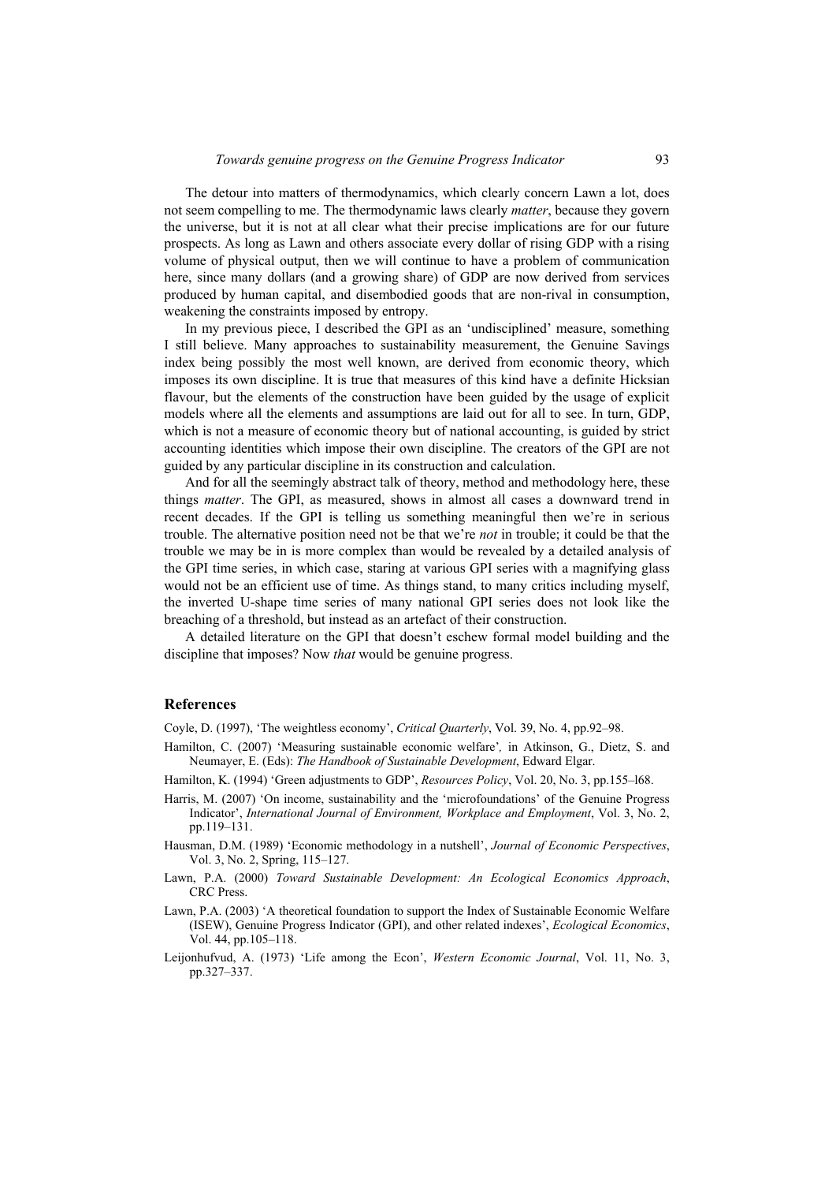The detour into matters of thermodynamics, which clearly concern Lawn a lot, does not seem compelling to me. The thermodynamic laws clearly *matter*, because they govern the universe, but it is not at all clear what their precise implications are for our future prospects. As long as Lawn and others associate every dollar of rising GDP with a rising volume of physical output, then we will continue to have a problem of communication here, since many dollars (and a growing share) of GDP are now derived from services produced by human capital, and disembodied goods that are non-rival in consumption, weakening the constraints imposed by entropy.

In my previous piece, I described the GPI as an 'undisciplined' measure, something I still believe. Many approaches to sustainability measurement, the Genuine Savings index being possibly the most well known, are derived from economic theory, which imposes its own discipline. It is true that measures of this kind have a definite Hicksian flavour, but the elements of the construction have been guided by the usage of explicit models where all the elements and assumptions are laid out for all to see. In turn, GDP, which is not a measure of economic theory but of national accounting, is guided by strict accounting identities which impose their own discipline. The creators of the GPI are not guided by any particular discipline in its construction and calculation.

And for all the seemingly abstract talk of theory, method and methodology here, these things *matter*. The GPI, as measured, shows in almost all cases a downward trend in recent decades. If the GPI is telling us something meaningful then we're in serious trouble. The alternative position need not be that we're *not* in trouble; it could be that the trouble we may be in is more complex than would be revealed by a detailed analysis of the GPI time series, in which case, staring at various GPI series with a magnifying glass would not be an efficient use of time. As things stand, to many critics including myself, the inverted U-shape time series of many national GPI series does not look like the breaching of a threshold, but instead as an artefact of their construction.

A detailed literature on the GPI that doesn't eschew formal model building and the discipline that imposes? Now *that* would be genuine progress.

## References

Coyle, D. (1997), 'The weightless economy', *Critical Quarterly*, Vol. 39, No. 4, pp.92–98.

Hamilton, C. (2007) 'Measuring sustainable economic welfare', in Atkinson, G., Dietz, S. and Neumayer, E. (Eds): *The Handbook of Sustainable Development*, Edward Elgar.

Hamilton, K. (1994) 'Green adjustments to GDP', *Resources Policy*, Vol. 20, No. 3, pp.155–l68.

Harris, M. (2007) 'On income, sustainability and the 'microfoundations' of the Genuine Progress Indicator', *International Journal of Environment, Workplace and Employment*, Vol. 3, No. 2, pp.119–131.

Hausman, D.M. (1989) 'Economic methodology in a nutshell', *Journal of Economic Perspectives*, Vol. 3, No. 2, Spring, 115–127.

Lawn, P.A. (2000) *Toward Sustainable Development: An Ecological Economics Approach*, CRC Press.

Lawn, P.A. (2003) 'A theoretical foundation to support the Index of Sustainable Economic Welfare (ISEW), Genuine Progress Indicator (GPI), and other related indexes', *Ecological Economics*, Vol. 44, pp.105–118.

Leijonhufvud, A. (1973) 'Life among the Econ', *Western Economic Journal*, Vol. 11, No. 3, pp.327–337.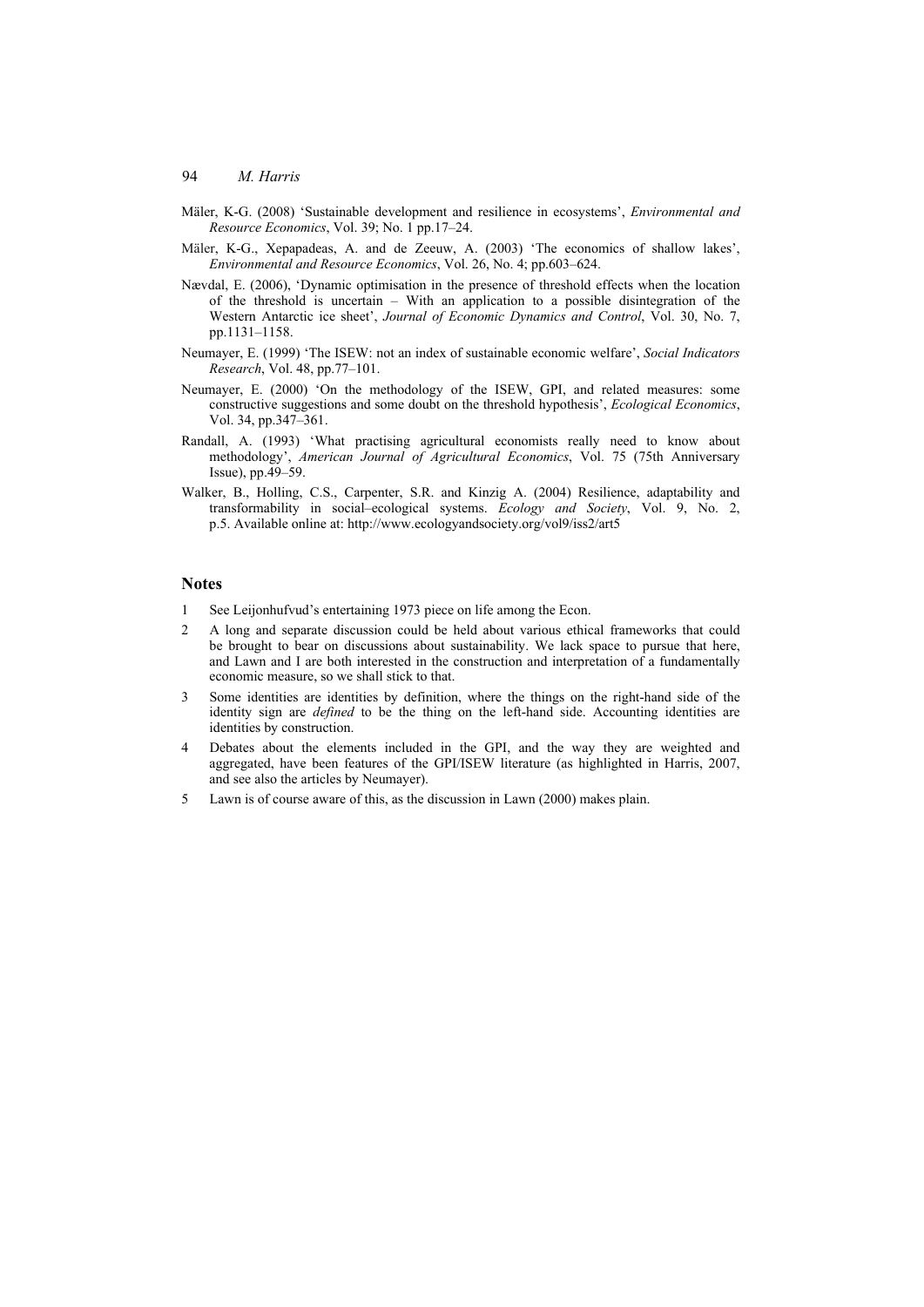Mäler, K-G. (2008) 'Sustainable development and resilience in ecosystems', *Environmental and Resource Economics*, Vol. 39; No. 1 pp.17–24.

Mäler, K-G., Xepapadeas, A. and de Zeeuw, A. (2003) 'The economics of shallow lakes', *Environmental and Resource Economics*, Vol. 26, No. 4; pp.603–624.

Nævdal, E. (2006), 'Dynamic optimisation in the presence of threshold effects when the location of the threshold is uncertain – With an application to a possible disintegration of the Western Antarctic ice sheet', *Journal of Economic Dynamics and Control*, Vol. 30, No. 7, pp.1131–1158.

Neumayer, E. (1999) 'The ISEW: not an index of sustainable economic welfare', *Social Indicators Research*, Vol. 48, pp.77–101.

Neumayer, E. (2000) 'On the methodology of the ISEW, GPI, and related measures: some constructive suggestions and some doubt on the threshold hypothesis', *Ecological Economics*, Vol. 34, pp.347–361.

Randall, A. (1993) 'What practising agricultural economists really need to know about methodology', *American Journal of Agricultural Economics*, Vol. 75 (75th Anniversary Issue), pp.49–59.

Walker, B., Holling, C.S., Carpenter, S.R. and Kinzig A. (2004) Resilience, adaptability and transformability in social–ecological systems. *Ecology and Society*, Vol. 9, No. 2, p.5. Available online at: http://www.ecologyandsociety.org/vol9/iss2/art5

## Notes

1. See Leijonhufvud's entertaining 1973 piece on life among the Econ.
2. A long and separate discussion could be held about various ethical frameworks that could be brought to bear on discussions about sustainability. We lack space to pursue that here, and Lawn and I are both interested in the construction and interpretation of a fundamentally economic measure, so we shall stick to that.
3. Some identities are identities by definition, where the things on the right-hand side of the identity sign are *defined* to be the thing on the left-hand side. Accounting identities are identities by construction.
4. Debates about the elements included in the GPI, and the way they are weighted and aggregated, have been features of the GPI/ISEW literature (as highlighted in Harris, 2007, and see also the articles by Neumayer).
5. Lawn is of course aware of this, as the discussion in Lawn (2000) makes plain.